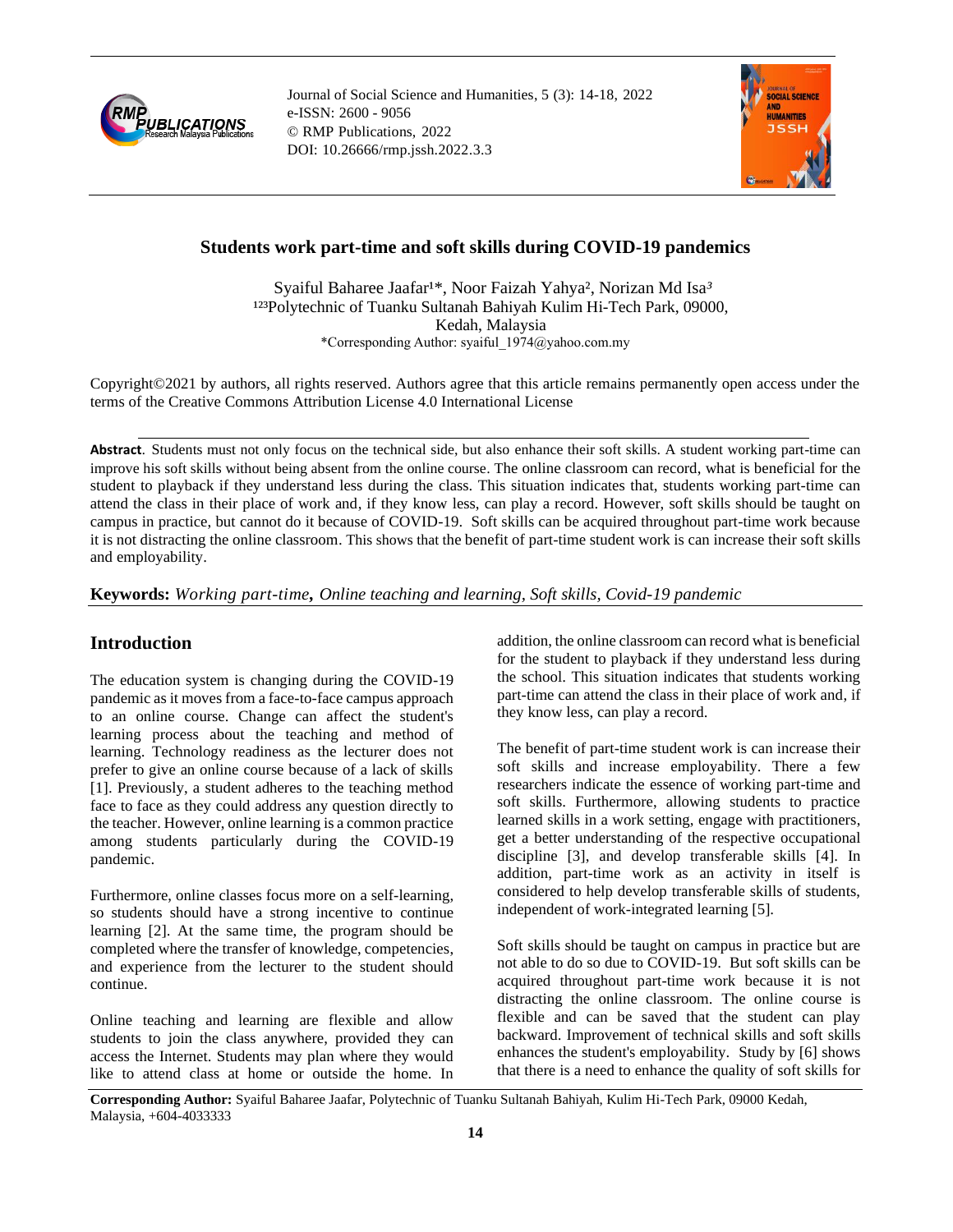Journal of Social Science and Humanities, 5 (3): 14-18, 2022
e-ISSN: 2600 - 9056
© RMP Publications, 2022
DOI: 10.26666/rmp.jssh.2022.3.3

# Students work part-time and soft skills during COVID-19 pandemics

Syaiful Baharee Jaafar[1]*, Noor Faizah Yahya[2], Norizan Md Isa[3]
[123]Polytechnic of Tuanku Sultanah Bahiyah Kulim Hi-Tech Park, 09000, Kedah, Malaysia
*Corresponding Author: syaiful_1974@yahoo.com.my

Copyright©2021 by authors, all rights reserved. Authors agree that this article remains permanently open access under the terms of the Creative Commons Attribution License 4.0 International License

**Abstract**. Students must not only focus on the technical side, but also enhance their soft skills. A student working part-time can improve his soft skills without being absent from the online course. The online classroom can record, what is beneficial for the student to playback if they understand less during the class. This situation indicates that, students working part-time can attend the class in their place of work and, if they know less, can play a record. However, soft skills should be taught on campus in practice, but cannot do it because of COVID-19. Soft skills can be acquired throughout part-time work because it is not distracting the online classroom. This shows that the benefit of part-time student work is can increase their soft skills and employability.

**Keywords:** *Working part-time***,** *Online teaching and learning, Soft skills, Covid-19 pandemic*

## Introduction

The education system is changing during the COVID-19 pandemic as it moves from a face-to-face campus approach to an online course. Change can affect the student's learning process about the teaching and method of learning. Technology readiness as the lecturer does not prefer to give an online course because of a lack of skills [1]. Previously, a student adheres to the teaching method face to face as they could address any question directly to the teacher. However, online learning is a common practice among students particularly during the COVID-19 pandemic.

Furthermore, online classes focus more on a self-learning, so students should have a strong incentive to continue learning [2]. At the same time, the program should be completed where the transfer of knowledge, competencies, and experience from the lecturer to the student should continue.

Online teaching and learning are flexible and allow students to join the class anywhere, provided they can access the Internet. Students may plan where they would like to attend class at home or outside the home. In addition, the online classroom can record what is beneficial for the student to playback if they understand less during the school. This situation indicates that students working part-time can attend the class in their place of work and, if they know less, can play a record.

The benefit of part-time student work is can increase their soft skills and increase employability. There a few researchers indicate the essence of working part-time and soft skills. Furthermore, allowing students to practice learned skills in a work setting, engage with practitioners, get a better understanding of the respective occupational discipline [3], and develop transferable skills [4]. In addition, part-time work as an activity in itself is considered to help develop transferable skills of students, independent of work-integrated learning [5].

Soft skills should be taught on campus in practice but are not able to do so due to COVID-19. But soft skills can be acquired throughout part-time work because it is not distracting the online classroom. The online course is flexible and can be saved that the student can play backward. Improvement of technical skills and soft skills enhances the student's employability. Study by [6] shows that there is a need to enhance the quality of soft skills for

**Corresponding Author:** Syaiful Baharee Jaafar, Polytechnic of Tuanku Sultanah Bahiyah, Kulim Hi-Tech Park, 09000 Kedah, Malaysia, +604-4033333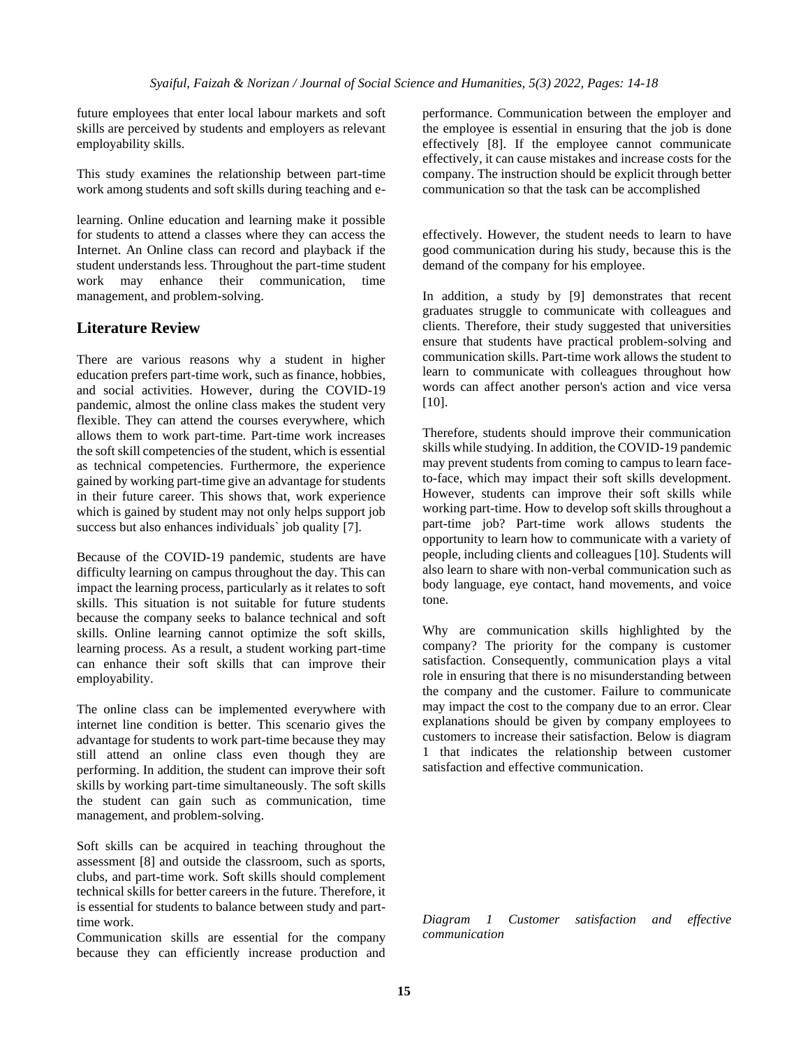future employees that enter local labour markets and soft skills are perceived by students and employers as relevant employability skills.

This study examines the relationship between part-time work among students and soft skills during teaching and e-learning. Online education and learning make it possible for students to attend a classes where they can access the Internet. An Online class can record and playback if the student understands less. Throughout the part-time student work may enhance their communication, time management, and problem-solving.

## Literature Review

There are various reasons why a student in higher education prefers part-time work, such as finance, hobbies, and social activities. However, during the COVID-19 pandemic, almost the online class makes the student very flexible. They can attend the courses everywhere, which allows them to work part-time. Part-time work increases the soft skill competencies of the student, which is essential as technical competencies. Furthermore, the experience gained by working part-time give an advantage for students in their future career. This shows that, work experience which is gained by student may not only helps support job success but also enhances individuals` job quality [7].

Because of the COVID-19 pandemic, students are have difficulty learning on campus throughout the day. This can impact the learning process, particularly as it relates to soft skills. This situation is not suitable for future students because the company seeks to balance technical and soft skills. Online learning cannot optimize the soft skills, learning process. As a result, a student working part-time can enhance their soft skills that can improve their employability.

The online class can be implemented everywhere with internet line condition is better. This scenario gives the advantage for students to work part-time because they may still attend an online class even though they are performing. In addition, the student can improve their soft skills by working part-time simultaneously. The soft skills the student can gain such as communication, time management, and problem-solving.

Soft skills can be acquired in teaching throughout the assessment [8] and outside the classroom, such as sports, clubs, and part-time work. Soft skills should complement technical skills for better careers in the future. Therefore, it is essential for students to balance between study and part-time work.

Communication skills are essential for the company because they can efficiently increase production and performance. Communication between the employer and the employee is essential in ensuring that the job is done effectively [8]. If the employee cannot communicate effectively, it can cause mistakes and increase costs for the company. The instruction should be explicit through better communication so that the task can be accomplished effectively. However, the student needs to learn to have good communication during his study, because this is the demand of the company for his employee.

In addition, a study by [9] demonstrates that recent graduates struggle to communicate with colleagues and clients. Therefore, their study suggested that universities ensure that students have practical problem-solving and communication skills. Part-time work allows the student to learn to communicate with colleagues throughout how words can affect another person's action and vice versa [10].

Therefore, students should improve their communication skills while studying. In addition, the COVID-19 pandemic may prevent students from coming to campus to learn face-to-face, which may impact their soft skills development. However, students can improve their soft skills while working part-time. How to develop soft skills throughout a part-time job? Part-time work allows students the opportunity to learn how to communicate with a variety of people, including clients and colleagues [10]. Students will also learn to share with non-verbal communication such as body language, eye contact, hand movements, and voice tone.

Why are communication skills highlighted by the company? The priority for the company is customer satisfaction. Consequently, communication plays a vital role in ensuring that there is no misunderstanding between the company and the customer. Failure to communicate may impact the cost to the company due to an error. Clear explanations should be given by company employees to customers to increase their satisfaction. Below is diagram 1 that indicates the relationship between customer satisfaction and effective communication.

*Diagram 1 Customer satisfaction and effective communication*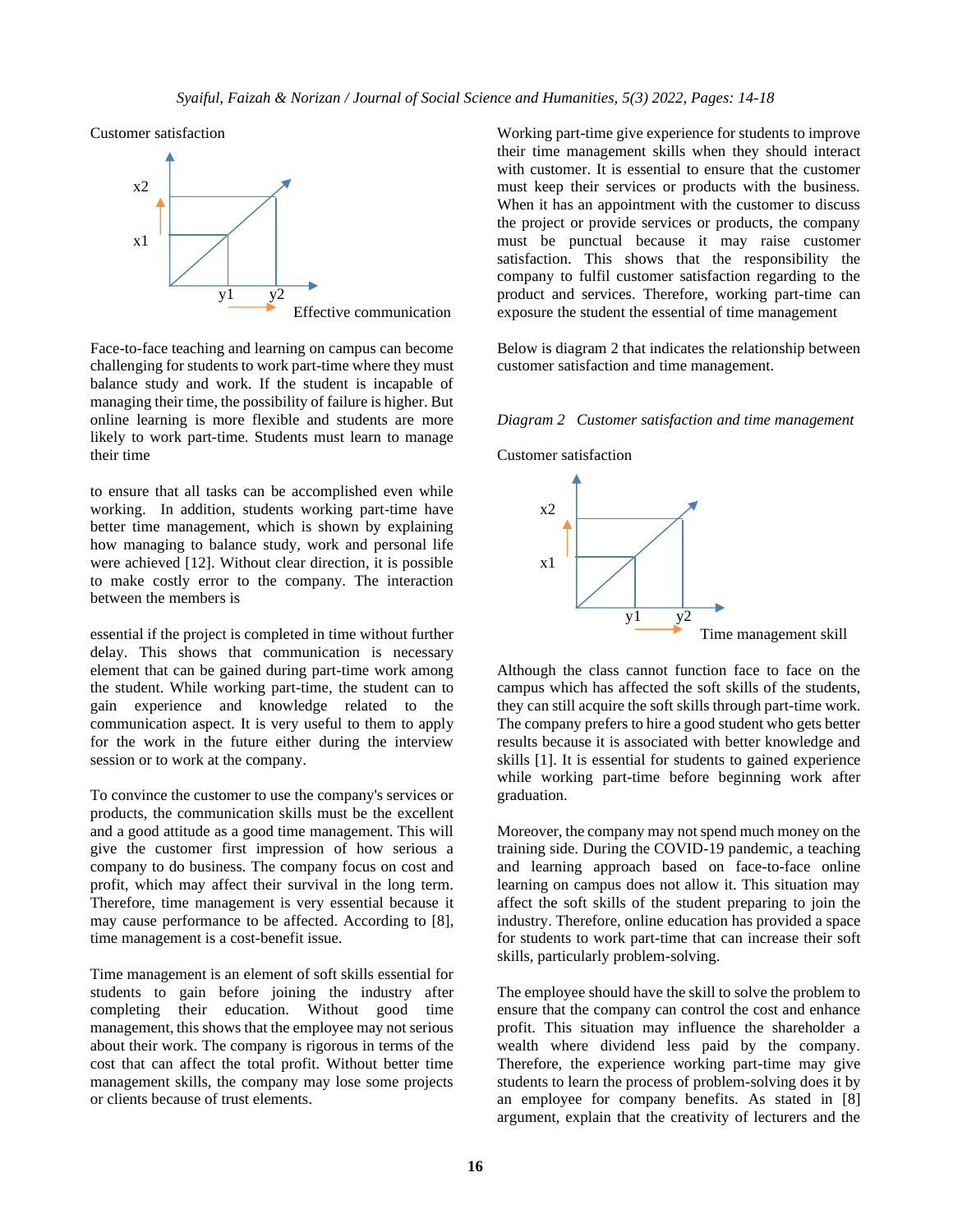Customer satisfaction

x2

x1

y1 y2

Effective communication

Face-to-face teaching and learning on campus can become challenging for students to work part-time where they must balance study and work. If the student is incapable of managing their time, the possibility of failure is higher. But online learning is more flexible and students are more likely to work part-time. Students must learn to manage their time

to ensure that all tasks can be accomplished even while working. In addition, students working part-time have better time management, which is shown by explaining how managing to balance study, work and personal life were achieved [12]. Without clear direction, it is possible to make costly error to the company. The interaction between the members is

essential if the project is completed in time without further delay. This shows that communication is necessary element that can be gained during part-time work among the student. While working part-time, the student can to gain experience and knowledge related to the communication aspect. It is very useful to them to apply for the work in the future either during the interview session or to work at the company.

To convince the customer to use the company's services or products, the communication skills must be the excellent and a good attitude as a good time management. This will give the customer first impression of how serious a company to do business. The company focus on cost and profit, which may affect their survival in the long term. Therefore, time management is very essential because it may cause performance to be affected. According to [8], time management is a cost-benefit issue.

Time management is an element of soft skills essential for students to gain before joining the industry after completing their education. Without good time management, this shows that the employee may not serious about their work. The company is rigorous in terms of the cost that can affect the total profit. Without better time management skills, the company may lose some projects or clients because of trust elements.

Working part-time give experience for students to improve their time management skills when they should interact with customer. It is essential to ensure that the customer must keep their services or products with the business. When it has an appointment with the customer to discuss the project or provide services or products, the company must be punctual because it may raise customer satisfaction. This shows that the responsibility the company to fulfil customer satisfaction regarding to the product and services. Therefore, working part-time can exposure the student the essential of time management

Below is diagram 2 that indicates the relationship between customer satisfaction and time management.

*Diagram 2 Customer satisfaction and time management*

Customer satisfaction

x2

x1

y1 y2

Time management skill

Although the class cannot function face to face on the campus which has affected the soft skills of the students, they can still acquire the soft skills through part-time work. The company prefers to hire a good student who gets better results because it is associated with better knowledge and skills [1]. It is essential for students to gained experience while working part-time before beginning work after graduation.

Moreover, the company may not spend much money on the training side. During the COVID-19 pandemic, a teaching and learning approach based on face-to-face online learning on campus does not allow it. This situation may affect the soft skills of the student preparing to join the industry. Therefore, online education has provided a space for students to work part-time that can increase their soft skills, particularly problem-solving.

The employee should have the skill to solve the problem to ensure that the company can control the cost and enhance profit. This situation may influence the shareholder a wealth where dividend less paid by the company. Therefore, the experience working part-time may give students to learn the process of problem-solving does it by an employee for company benefits. As stated in [8] argument, explain that the creativity of lecturers and the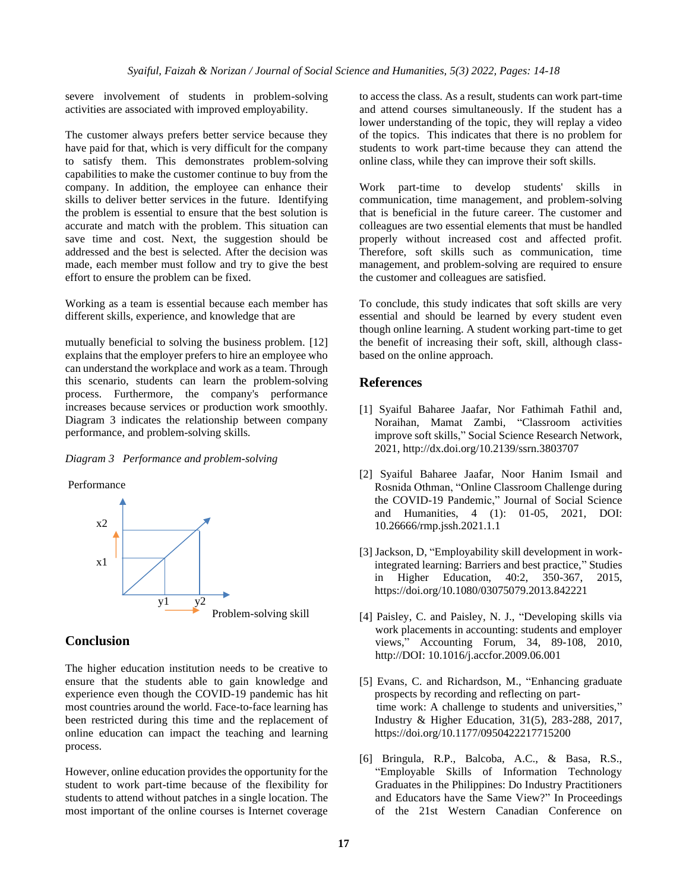severe involvement of students in problem-solving activities are associated with improved employability.

The customer always prefers better service because they have paid for that, which is very difficult for the company to satisfy them. This demonstrates problem-solving capabilities to make the customer continue to buy from the company. In addition, the employee can enhance their skills to deliver better services in the future. Identifying the problem is essential to ensure that the best solution is accurate and match with the problem. This situation can save time and cost. Next, the suggestion should be addressed and the best is selected. After the decision was made, each member must follow and try to give the best effort to ensure the problem can be fixed.

Working as a team is essential because each member has different skills, experience, and knowledge that are mutually beneficial to solving the business problem. [12] explains that the employer prefers to hire an employee who can understand the workplace and work as a team. Through this scenario, students can learn the problem-solving process. Furthermore, the company's performance increases because services or production work smoothly. Diagram 3 indicates the relationship between company performance, and problem-solving skills.

*Diagram 3 Performance and problem-solving*

Performance

x2

x1

y1 y2

Problem-solving skill

## Conclusion

The higher education institution needs to be creative to ensure that the students able to gain knowledge and experience even though the COVID-19 pandemic has hit most countries around the world. Face-to-face learning has been restricted during this time and the replacement of online education can impact the teaching and learning process.

However, online education provides the opportunity for the student to work part-time because of the flexibility for students to attend without patches in a single location. The most important of the online courses is Internet coverage to access the class. As a result, students can work part-time and attend courses simultaneously. If the student has a lower understanding of the topic, they will replay a video of the topics. This indicates that there is no problem for students to work part-time because they can attend the online class, while they can improve their soft skills.

Work part-time to develop students' skills in communication, time management, and problem-solving that is beneficial in the future career. The customer and colleagues are two essential elements that must be handled properly without increased cost and affected profit. Therefore, soft skills such as communication, time management, and problem-solving are required to ensure the customer and colleagues are satisfied.

To conclude, this study indicates that soft skills are very essential and should be learned by every student even though online learning. A student working part-time to get the benefit of increasing their soft, skill, although class-based on the online approach.

## References

[1] Syaiful Baharee Jaafar, Nor Fathimah Fathil and, Noraihan, Mamat Zambi, "Classroom activities improve soft skills," Social Science Research Network, 2021, http://dx.doi.org/10.2139/ssrn.3803707

[2] Syaiful Baharee Jaafar, Noor Hanim Ismail and Rosnida Othman, "Online Classroom Challenge during the COVID-19 Pandemic," Journal of Social Science and Humanities, 4 (1): 01-05, 2021, DOI: 10.26666/rmp.jssh.2021.1.1

[3] Jackson, D, "Employability skill development in work-integrated learning: Barriers and best practice," Studies in Higher Education, 40:2, 350-367, 2015, https://doi.org/10.1080/03075079.2013.842221

[4] Paisley, C. and Paisley, N. J., "Developing skills via work placements in accounting: students and employer views," Accounting Forum, 34, 89-108, 2010, http://DOI: 10.1016/j.accfor.2009.06.001

[5] Evans, C. and Richardson, M., "Enhancing graduate prospects by recording and reflecting on part-time work: A challenge to students and universities," Industry & Higher Education, 31(5), 283-288, 2017, https://doi.org/10.1177/0950422217715200

[6] Bringula, R.P., Balcoba, A.C., & Basa, R.S., "Employable Skills of Information Technology Graduates in the Philippines: Do Industry Practitioners and Educators have the Same View?" In Proceedings of the 21st Western Canadian Conference on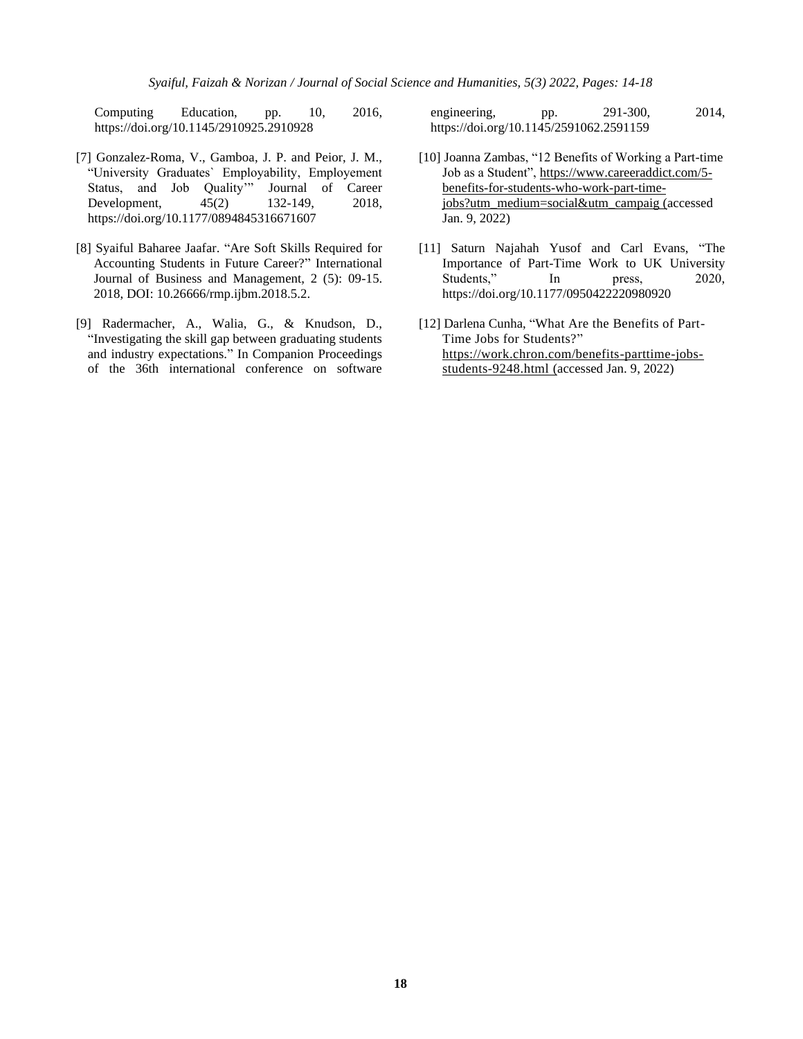Computing Education, pp. 10, 2016, https://doi.org/10.1145/2910925.2910928

[7] Gonzalez-Roma, V., Gamboa, J. P. and Peior, J. M., "University Graduates` Employability, Employement Status, and Job Quality'" Journal of Career Development, 45(2) 132-149, 2018, https://doi.org/10.1177/0894845316671607

[8] Syaiful Baharee Jaafar. "Are Soft Skills Required for Accounting Students in Future Career?" International Journal of Business and Management, 2 (5): 09-15. 2018, DOI: 10.26666/rmp.ijbm.2018.5.2.

[9] Radermacher, A., Walia, G., & Knudson, D., "Investigating the skill gap between graduating students and industry expectations." In Companion Proceedings of the 36th international conference on software engineering, pp. 291-300, 2014, https://doi.org/10.1145/2591062.2591159

[10] Joanna Zambas, "12 Benefits of Working a Part-time Job as a Student", https://www.careeraddict.com/5-benefits-for-students-who-work-part-time-jobs?utm_medium=social&utm_campaig (accessed Jan. 9, 2022)

[11] Saturn Najahah Yusof and Carl Evans, "The Importance of Part-Time Work to UK University Students," In press, 2020, https://doi.org/10.1177/0950422220980920

[12] Darlena Cunha, "What Are the Benefits of Part-Time Jobs for Students?" https://work.chron.com/benefits-parttime-jobs-students-9248.html (accessed Jan. 9, 2022)